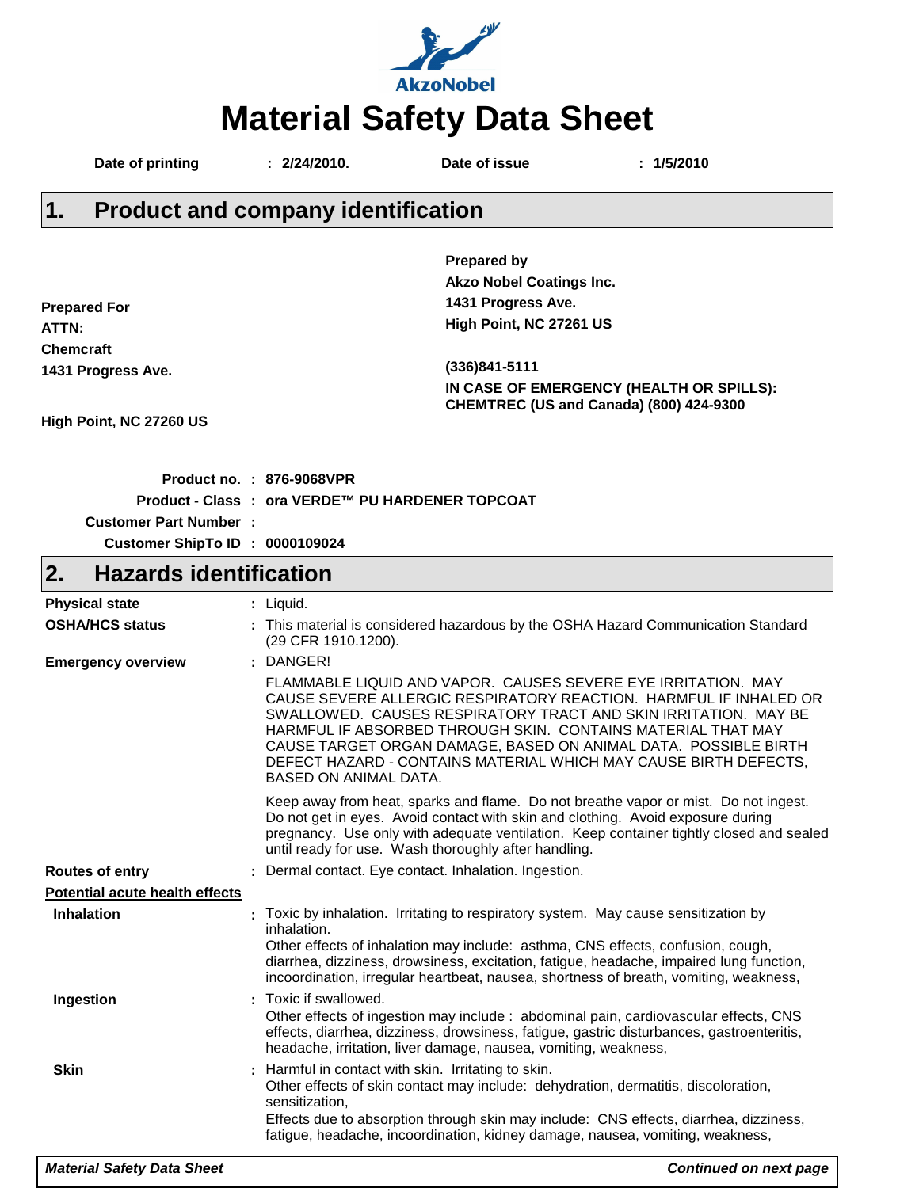AkzoNobel

# Material Safety Data Sheet

**Date of printing** **: 2/24/2010.** **Date of issue** **: 1/5/2010**

## 1. Product and company identification

**Prepared by**
**Akzo Nobel Coatings Inc.**
**1431 Progress Ave.**
**High Point, NC 27261 US**

**(336)841-5111**
**IN CASE OF EMERGENCY (HEALTH OR SPILLS): CHEMTREC (US and Canada) (800) 424-9300**

**Prepared For**
**ATTN:**
**Chemcraft**
**1431 Progress Ave.**

**High Point, NC 27260 US**

**Product no.** **: 876-9068VPR**
**Product - Class** **: ora VERDE™ PU HARDENER TOPCOAT**
**Customer Part Number** **:**
**Customer ShipTo ID** **: 0000109024**

## 2. Hazards identification

**Physical state** : Liquid.

**OSHA/HCS status** : This material is considered hazardous by the OSHA Hazard Communication Standard (29 CFR 1910.1200).

**Emergency overview** : DANGER!

FLAMMABLE LIQUID AND VAPOR. CAUSES SEVERE EYE IRRITATION. MAY CAUSE SEVERE ALLERGIC RESPIRATORY REACTION. HARMFUL IF INHALED OR SWALLOWED. CAUSES RESPIRATORY TRACT AND SKIN IRRITATION. MAY BE HARMFUL IF ABSORBED THROUGH SKIN. CONTAINS MATERIAL THAT MAY CAUSE TARGET ORGAN DAMAGE, BASED ON ANIMAL DATA. POSSIBLE BIRTH DEFECT HAZARD - CONTAINS MATERIAL WHICH MAY CAUSE BIRTH DEFECTS, BASED ON ANIMAL DATA.

Keep away from heat, sparks and flame. Do not breathe vapor or mist. Do not ingest. Do not get in eyes. Avoid contact with skin and clothing. Avoid exposure during pregnancy. Use only with adequate ventilation. Keep container tightly closed and sealed until ready for use. Wash thoroughly after handling.

**Routes of entry** : Dermal contact. Eye contact. Inhalation. Ingestion.

**Potential acute health effects**

**Inhalation** : Toxic by inhalation. Irritating to respiratory system. May cause sensitization by inhalation.
Other effects of inhalation may include: asthma, CNS effects, confusion, cough, diarrhea, dizziness, drowsiness, excitation, fatigue, headache, impaired lung function, incoordination, irregular heartbeat, nausea, shortness of breath, vomiting, weakness,

**Ingestion** : Toxic if swallowed.
Other effects of ingestion may include : abdominal pain, cardiovascular effects, CNS effects, diarrhea, dizziness, drowsiness, fatigue, gastric disturbances, gastroenteritis, headache, irritation, liver damage, nausea, vomiting, weakness,

**Skin** : Harmful in contact with skin. Irritating to skin.
Other effects of skin contact may include: dehydration, dermatitis, discoloration, sensitization,
Effects due to absorption through skin may include: CNS effects, diarrhea, dizziness, fatigue, headache, incoordination, kidney damage, nausea, vomiting, weakness,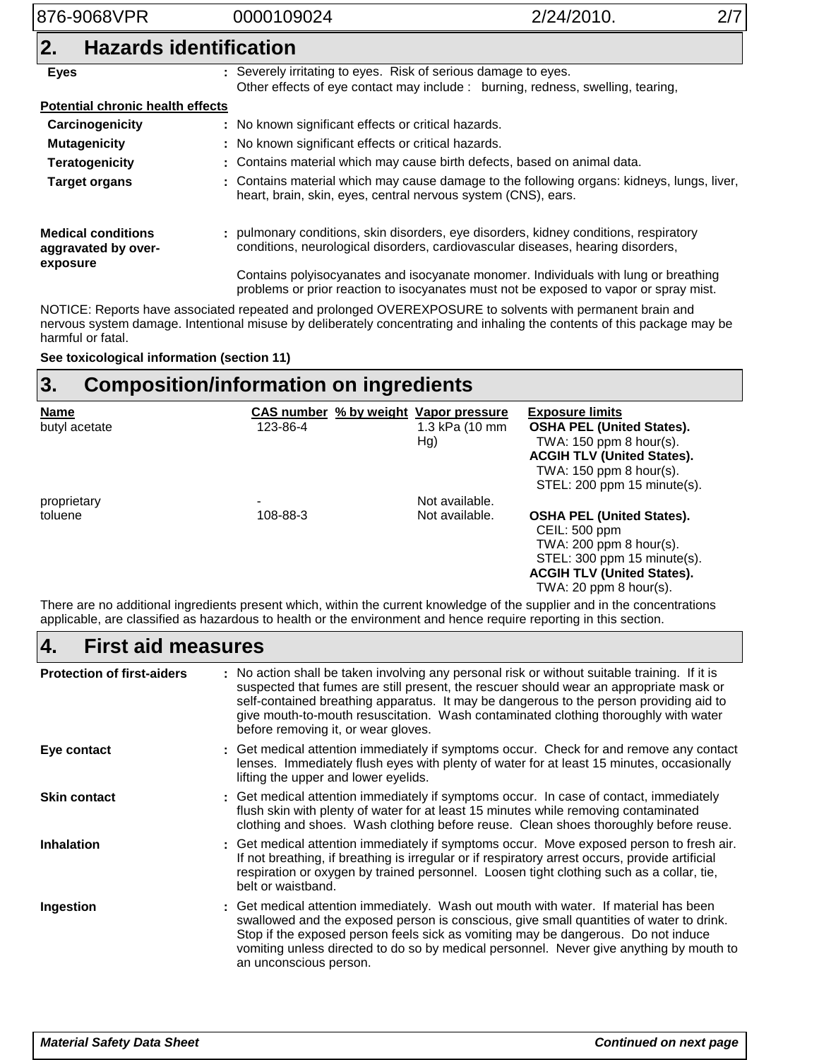## 2. Hazards identification

**Eyes** : Severely irritating to eyes. Risk of serious damage to eyes.
Other effects of eye contact may include : burning, redness, swelling, tearing,

**Potential chronic health effects**

**Carcinogenicity** : No known significant effects or critical hazards.

**Mutagenicity** : No known significant effects or critical hazards.

**Teratogenicity** : Contains material which may cause birth defects, based on animal data.

**Target organs** : Contains material which may cause damage to the following organs: kidneys, lungs, liver, heart, brain, skin, eyes, central nervous system (CNS), ears.

**Medical conditions aggravated by over-exposure** : pulmonary conditions, skin disorders, eye disorders, kidney conditions, respiratory conditions, neurological disorders, cardiovascular diseases, hearing disorders,

Contains polyisocyanates and isocyanate monomer. Individuals with lung or breathing problems or prior reaction to isocyanates must not be exposed to vapor or spray mist.

NOTICE: Reports have associated repeated and prolonged OVEREXPOSURE to solvents with permanent brain and nervous system damage. Intentional misuse by deliberately concentrating and inhaling the contents of this package may be harmful or fatal.

**See toxicological information (section 11)**

## 3. Composition/information on ingredients

| Name | CAS number | % by weight | Vapor pressure | Exposure limits |
|---|---|---|---|---|
| butyl acetate | 123-86-4 | | 1.3 kPa (10 mm Hg) | **OSHA PEL (United States).** TWA: 150 ppm 8 hour(s). **ACGIH TLV (United States).** TWA: 150 ppm 8 hour(s). STEL: 200 ppm 15 minute(s). |
| proprietary | - | | Not available. | |
| toluene | 108-88-3 | | Not available. | **OSHA PEL (United States).** CEIL: 500 ppm TWA: 200 ppm 8 hour(s). STEL: 300 ppm 15 minute(s). **ACGIH TLV (United States).** TWA: 20 ppm 8 hour(s). |

There are no additional ingredients present which, within the current knowledge of the supplier and in the concentrations applicable, are classified as hazardous to health or the environment and hence require reporting in this section.

## 4. First aid measures

**Protection of first-aiders** : No action shall be taken involving any personal risk or without suitable training. If it is suspected that fumes are still present, the rescuer should wear an appropriate mask or self-contained breathing apparatus. It may be dangerous to the person providing aid to give mouth-to-mouth resuscitation. Wash contaminated clothing thoroughly with water before removing it, or wear gloves.

**Eye contact** : Get medical attention immediately if symptoms occur. Check for and remove any contact lenses. Immediately flush eyes with plenty of water for at least 15 minutes, occasionally lifting the upper and lower eyelids.

**Skin contact** : Get medical attention immediately if symptoms occur. In case of contact, immediately flush skin with plenty of water for at least 15 minutes while removing contaminated clothing and shoes. Wash clothing before reuse. Clean shoes thoroughly before reuse.

**Inhalation** : Get medical attention immediately if symptoms occur. Move exposed person to fresh air. If not breathing, if breathing is irregular or if respiratory arrest occurs, provide artificial respiration or oxygen by trained personnel. Loosen tight clothing such as a collar, tie, belt or waistband.

**Ingestion** : Get medical attention immediately. Wash out mouth with water. If material has been swallowed and the exposed person is conscious, give small quantities of water to drink. Stop if the exposed person feels sick as vomiting may be dangerous. Do not induce vomiting unless directed to do so by medical personnel. Never give anything by mouth to an unconscious person.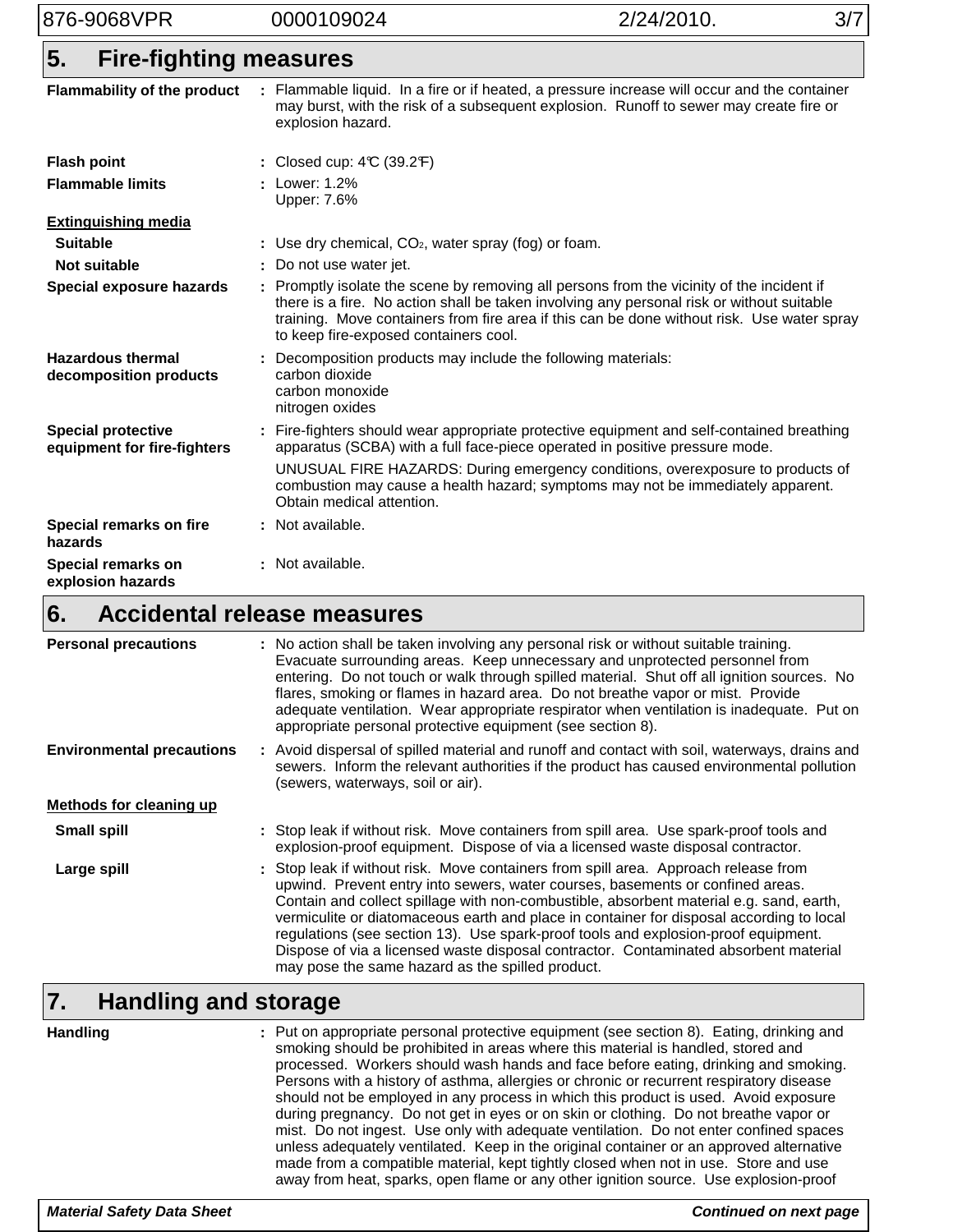## 5. Fire-fighting measures

| | |
|---|---|
| **Flammability of the product** | Flammable liquid. In a fire or if heated, a pressure increase will occur and the container may burst, with the risk of a subsequent explosion. Runoff to sewer may create fire or explosion hazard. |
| **Flash point** | Closed cup: 4°C (39.2°F) |
| **Flammable limits** | Lower: 1.2%<br>Upper: 7.6% |
| <u>**Extinguishing media**</u> | |
| **Suitable** | Use dry chemical, $CO_2$, water spray (fog) or foam. |
| **Not suitable** | Do not use water jet. |
| **Special exposure hazards** | Promptly isolate the scene by removing all persons from the vicinity of the incident if there is a fire. No action shall be taken involving any personal risk or without suitable training. Move containers from fire area if this can be done without risk. Use water spray to keep fire-exposed containers cool. |
| **Hazardous thermal decomposition products** | Decomposition products may include the following materials:<br>carbon dioxide<br>carbon monoxide<br>nitrogen oxides |
| **Special protective equipment for fire-fighters** | Fire-fighters should wear appropriate protective equipment and self-contained breathing apparatus (SCBA) with a full face-piece operated in positive pressure mode.<br>UNUSUAL FIRE HAZARDS: During emergency conditions, overexposure to products of combustion may cause a health hazard; symptoms may not be immediately apparent. Obtain medical attention. |
| **Special remarks on fire hazards** | Not available. |
| **Special remarks on explosion hazards** | Not available. |

## 6. Accidental release measures

| | |
|---|---|
| **Personal precautions** | No action shall be taken involving any personal risk or without suitable training. Evacuate surrounding areas. Keep unnecessary and unprotected personnel from entering. Do not touch or walk through spilled material. Shut off all ignition sources. No flares, smoking or flames in hazard area. Do not breathe vapor or mist. Provide adequate ventilation. Wear appropriate respirator when ventilation is inadequate. Put on appropriate personal protective equipment (see section 8). |
| **Environmental precautions** | Avoid dispersal of spilled material and runoff and contact with soil, waterways, drains and sewers. Inform the relevant authorities if the product has caused environmental pollution (sewers, waterways, soil or air). |
| <u>**Methods for cleaning up**</u> | |
| **Small spill** | Stop leak if without risk. Move containers from spill area. Use spark-proof tools and explosion-proof equipment. Dispose of via a licensed waste disposal contractor. |
| **Large spill** | Stop leak if without risk. Move containers from spill area. Approach release from upwind. Prevent entry into sewers, water courses, basements or confined areas. Contain and collect spillage with non-combustible, absorbent material e.g. sand, earth, vermiculite or diatomaceous earth and place in container for disposal according to local regulations (see section 13). Use spark-proof tools and explosion-proof equipment. Dispose of via a licensed waste disposal contractor. Contaminated absorbent material may pose the same hazard as the spilled product. |

## 7. Handling and storage

| | |
|---|---|
| **Handling** | Put on appropriate personal protective equipment (see section 8). Eating, drinking and smoking should be prohibited in areas where this material is handled, stored and processed. Workers should wash hands and face before eating, drinking and smoking. Persons with a history of asthma, allergies or chronic or recurrent respiratory disease should not be employed in any process in which this product is used. Avoid exposure during pregnancy. Do not get in eyes or on skin or clothing. Do not breathe vapor or mist. Do not ingest. Use only with adequate ventilation. Do not enter confined spaces unless adequately ventilated. Keep in the original container or an approved alternative made from a compatible material, kept tightly closed when not in use. Store and use away from heat, sparks, open flame or any other ignition source. Use explosion-proof |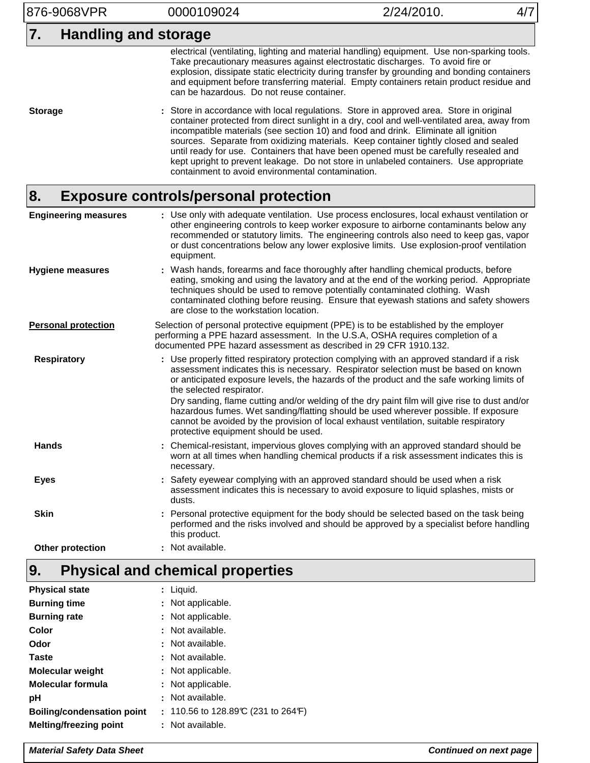## 7. Handling and storage

electrical (ventilating, lighting and material handling) equipment. Use non-sparking tools. Take precautionary measures against electrostatic discharges. To avoid fire or explosion, dissipate static electricity during transfer by grounding and bonding containers and equipment before transferring material. Empty containers retain product residue and can be hazardous. Do not reuse container.

**Storage** : Store in accordance with local regulations. Store in approved area. Store in original container protected from direct sunlight in a dry, cool and well-ventilated area, away from incompatible materials (see section 10) and food and drink. Eliminate all ignition sources. Separate from oxidizing materials. Keep container tightly closed and sealed until ready for use. Containers that have been opened must be carefully resealed and kept upright to prevent leakage. Do not store in unlabeled containers. Use appropriate containment to avoid environmental contamination.

## 8. Exposure controls/personal protection

**Engineering measures** : Use only with adequate ventilation. Use process enclosures, local exhaust ventilation or other engineering controls to keep worker exposure to airborne contaminants below any recommended or statutory limits. The engineering controls also need to keep gas, vapor or dust concentrations below any lower explosive limits. Use explosion-proof ventilation equipment.

**Hygiene measures** : Wash hands, forearms and face thoroughly after handling chemical products, before eating, smoking and using the lavatory and at the end of the working period. Appropriate techniques should be used to remove potentially contaminated clothing. Wash contaminated clothing before reusing. Ensure that eyewash stations and safety showers are close to the workstation location.

**Personal protection**

Selection of personal protective equipment (PPE) is to be established by the employer performing a PPE hazard assessment. In the U.S.A, OSHA requires completion of a documented PPE hazard assessment as described in 29 CFR 1910.132.

**Respiratory** : Use properly fitted respiratory protection complying with an approved standard if a risk assessment indicates this is necessary. Respirator selection must be based on known or anticipated exposure levels, the hazards of the product and the safe working limits of the selected respirator.
Dry sanding, flame cutting and/or welding of the dry paint film will give rise to dust and/or hazardous fumes. Wet sanding/flatting should be used wherever possible. If exposure cannot be avoided by the provision of local exhaust ventilation, suitable respiratory protective equipment should be used.

**Hands** : Chemical-resistant, impervious gloves complying with an approved standard should be worn at all times when handling chemical products if a risk assessment indicates this is necessary.

**Eyes** : Safety eyewear complying with an approved standard should be used when a risk assessment indicates this is necessary to avoid exposure to liquid splashes, mists or dusts.

**Skin** : Personal protective equipment for the body should be selected based on the task being performed and the risks involved and should be approved by a specialist before handling this product.

**Other protection** : Not available.

## 9. Physical and chemical properties

**Physical state** : Liquid.
**Burning time** : Not applicable.
**Burning rate** : Not applicable.
**Color** : Not available.
**Odor** : Not available.
**Taste** : Not available.
**Molecular weight** : Not applicable.
**Molecular formula** : Not applicable.
**pH** : Not available.
**Boiling/condensation point** : 110.56 to 128.89°C (231 to 264°F)
**Melting/freezing point** : Not available.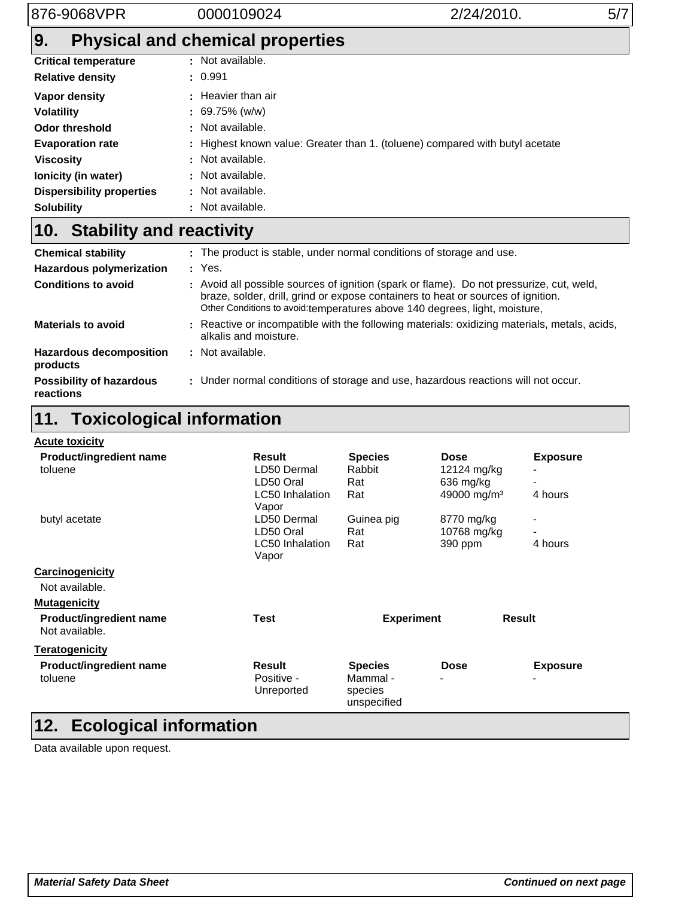## 9. Physical and chemical properties

| | |
|---|---|
| **Critical temperature** | : Not available. |
| **Relative density** | : 0.991 |
| **Vapor density** | : Heavier than air |
| **Volatility** | : 69.75% (w/w) |
| **Odor threshold** | : Not available. |
| **Evaporation rate** | : Highest known value: Greater than 1. (toluene) compared with butyl acetate |
| **Viscosity** | : Not available. |
| **Ionicity (in water)** | : Not available. |
| **Dispersibility properties** | : Not available. |
| **Solubility** | : Not available. |

## 10. Stability and reactivity

| | |
|---|---|
| **Chemical stability** | : The product is stable, under normal conditions of storage and use. |
| **Hazardous polymerization** | : Yes. |
| **Conditions to avoid** | : Avoid all possible sources of ignition (spark or flame). Do not pressurize, cut, weld, braze, solder, drill, grind or expose containers to heat or sources of ignition. Other Conditions to avoid:temperatures above 140 degrees, light, moisture, |
| **Materials to avoid** | : Reactive or incompatible with the following materials: oxidizing materials, metals, acids, alkalis and moisture. |
| **Hazardous decomposition products** | : Not available. |
| **Possibility of hazardous reactions** | : Under normal conditions of storage and use, hazardous reactions will not occur. |

## 11. Toxicological information

**Acute toxicity**

| Product/ingredient name | Result | Species | Dose | Exposure |
|---|---|---|---|---|
| toluene | LD50 Dermal | Rabbit | 12124 mg/kg | - |
| | LD50 Oral | Rat | 636 mg/kg | - |
| | LC50 Inhalation Vapor | Rat | 49000 mg/m³ | 4 hours |
| butyl acetate | LD50 Dermal | Guinea pig | 8770 mg/kg | - |
| | LD50 Oral | Rat | 10768 mg/kg | - |
| | LC50 Inhalation Vapor | Rat | 390 ppm | 4 hours |

**Carcinogenicity**

Not available.

**Mutagenicity**

| Product/ingredient name | Test | Experiment | Result |
|---|---|---|---|
| Not available. | | | |

**Teratogenicity**

| Product/ingredient name | Result | Species | Dose | Exposure |
|---|---|---|---|---|
| toluene | Positive - Unreported | Mammal - species unspecified | - | - |

## 12. Ecological information

Data available upon request.

*Material Safety Data Sheet* *Continued on next page*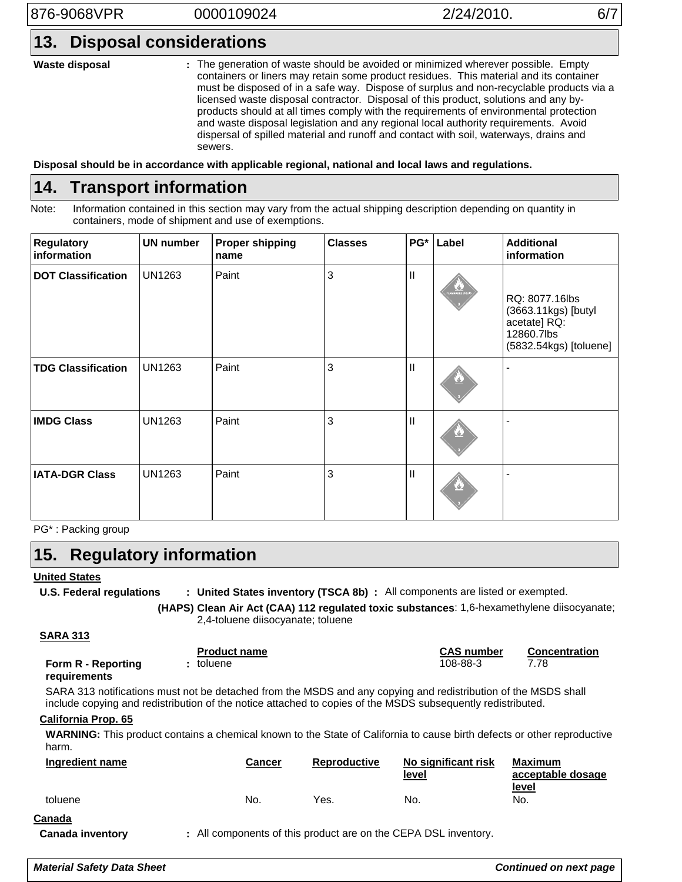## 13. Disposal considerations

**Waste disposal** : The generation of waste should be avoided or minimized wherever possible. Empty containers or liners may retain some product residues. This material and its container must be disposed of in a safe way. Dispose of surplus and non-recyclable products via a licensed waste disposal contractor. Disposal of this product, solutions and any by-products should at all times comply with the requirements of environmental protection and waste disposal legislation and any regional local authority requirements. Avoid dispersal of spilled material and runoff and contact with soil, waterways, drains and sewers.

**Disposal should be in accordance with applicable regional, national and local laws and regulations.**

## 14. Transport information

Note: Information contained in this section may vary from the actual shipping description depending on quantity in containers, mode of shipment and use of exemptions.

| Regulatory information | UN number | Proper shipping name | Classes | PG* | Label | Additional information |
|---|---|---|---|---|---|---|
| **DOT Classification** | UN1263 | Paint | 3 | II | | RQ: 8077.16lbs (3663.11kgs) [butyl acetate] RQ: 12860.7lbs (5832.54kgs) [toluene] |
| **TDG Classification** | UN1263 | Paint | 3 | II | | - |
| **IMDG Class** | UN1263 | Paint | 3 | II | | - |
| **IATA-DGR Class** | UN1263 | Paint | 3 | II | | - |

PG* : Packing group

## 15. Regulatory information

**United States**

**U.S. Federal regulations** : **United States inventory (TSCA 8b)** : All components are listed or exempted.

**(HAPS) Clean Air Act (CAA) 112 regulated toxic substances**: 1,6-hexamethylene diisocyanate; 2,4-toluene diisocyanate; toluene

**SARA 313**

| | Product name | CAS number | Concentration |
|---|---|---|---|
| **Form R - Reporting requirements** | toluene | 108-88-3 | 7.78 |

SARA 313 notifications must not be detached from the MSDS and any copying and redistribution of the MSDS shall include copying and redistribution of the notice attached to copies of the MSDS subsequently redistributed.

**California Prop. 65**

**WARNING:** This product contains a chemical known to the State of California to cause birth defects or other reproductive harm.

| Ingredient name | Cancer | Reproductive | No significant risk level | Maximum acceptable dosage level |
|---|---|---|---|---|
| toluene | No. | Yes. | No. | No. |

**Canada**

**Canada inventory** : All components of this product are on the CEPA DSL inventory.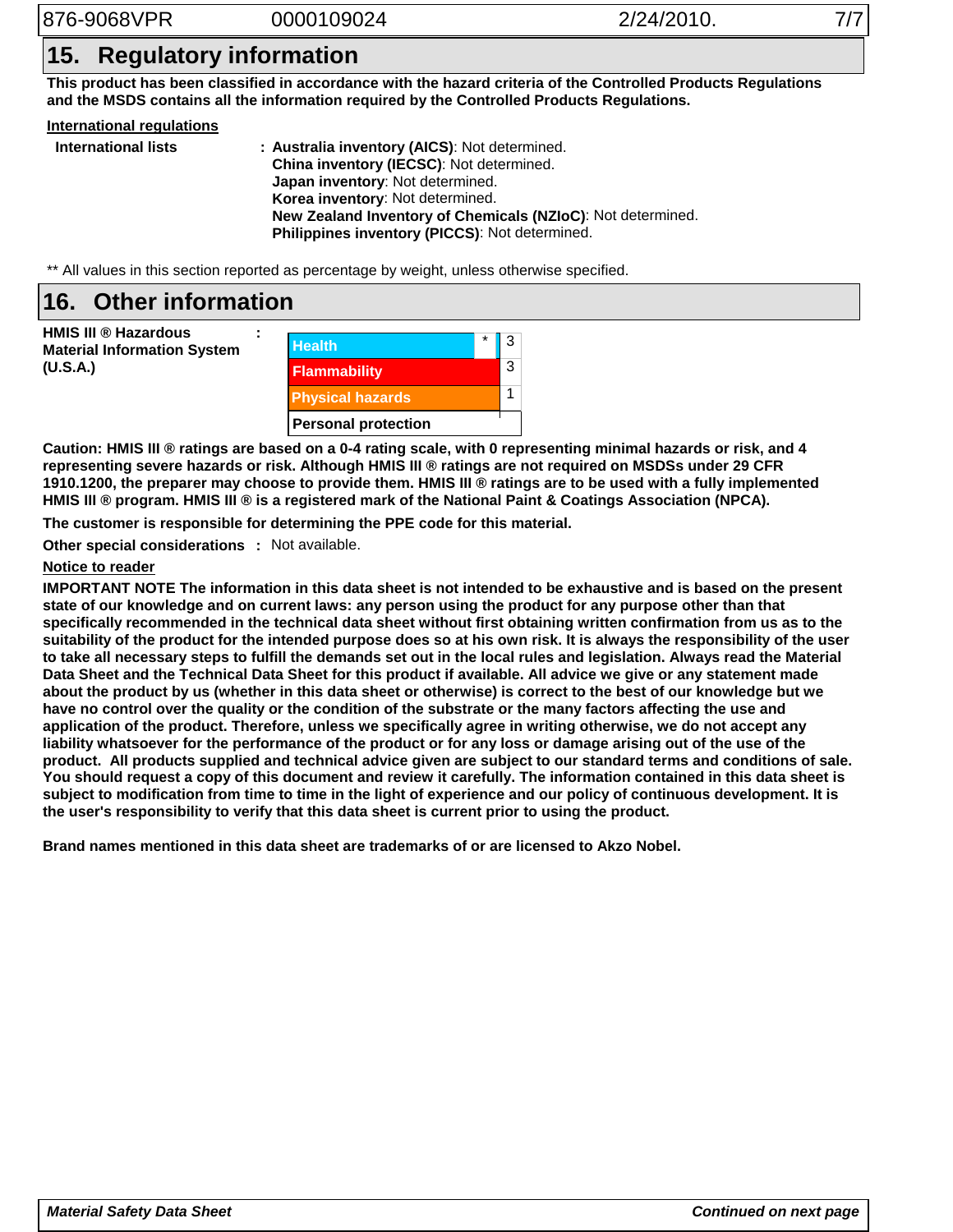## 15. Regulatory information

**This product has been classified in accordance with the hazard criteria of the Controlled Products Regulations and the MSDS contains all the information required by the Controlled Products Regulations.**

**International regulations**

**International lists** : **Australia inventory (AICS)**: Not determined.
**China inventory (IECSC)**: Not determined.
**Japan inventory**: Not determined.
**Korea inventory**: Not determined.
**New Zealand Inventory of Chemicals (NZIoC)**: Not determined.
**Philippines inventory (PICCS)**: Not determined.

** All values in this section reported as percentage by weight, unless otherwise specified.

## 16. Other information

**HMIS III ® Hazardous Material Information System (U.S.A.)** :

| | | |
|---|---|---|
| Health | * | 3 |
| Flammability | | 3 |
| Physical hazards | | 1 |
| Personal protection | | |

**Caution: HMIS III ® ratings are based on a 0-4 rating scale, with 0 representing minimal hazards or risk, and 4 representing severe hazards or risk. Although HMIS III ® ratings are not required on MSDSs under 29 CFR 1910.1200, the preparer may choose to provide them. HMIS III ® ratings are to be used with a fully implemented HMIS III ® program. HMIS III ® is a registered mark of the National Paint & Coatings Association (NPCA).**

**The customer is responsible for determining the PPE code for this material.**

**Other special considerations** : Not available.

**Notice to reader**

**IMPORTANT NOTE The information in this data sheet is not intended to be exhaustive and is based on the present state of our knowledge and on current laws: any person using the product for any purpose other than that specifically recommended in the technical data sheet without first obtaining written confirmation from us as to the suitability of the product for the intended purpose does so at his own risk. It is always the responsibility of the user to take all necessary steps to fulfill the demands set out in the local rules and legislation. Always read the Material Data Sheet and the Technical Data Sheet for this product if available. All advice we give or any statement made about the product by us (whether in this data sheet or otherwise) is correct to the best of our knowledge but we have no control over the quality or the condition of the substrate or the many factors affecting the use and application of the product. Therefore, unless we specifically agree in writing otherwise, we do not accept any liability whatsoever for the performance of the product or for any loss or damage arising out of the use of the product. All products supplied and technical advice given are subject to our standard terms and conditions of sale. You should request a copy of this document and review it carefully. The information contained in this data sheet is subject to modification from time to time in the light of experience and our policy of continuous development. It is the user's responsibility to verify that this data sheet is current prior to using the product.**

**Brand names mentioned in this data sheet are trademarks of or are licensed to Akzo Nobel.**